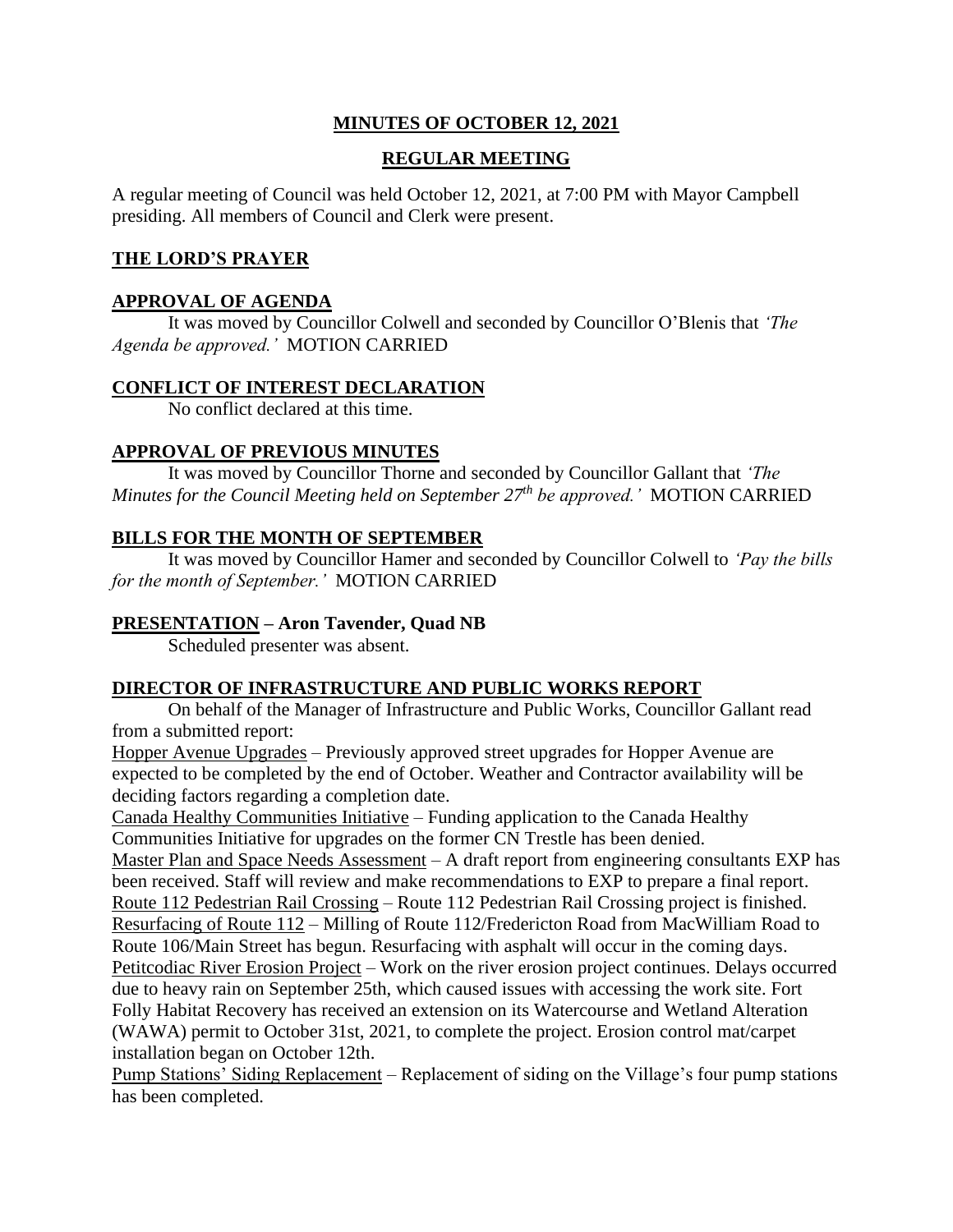# MINUTES OF OCTOBER 12, 2021

## REGULAR MEETING

A regular meeting of Council was held October 12, 2021, at 7:00 PM with Mayor Campbell presiding. All members of Council and Clerk were present.

### THE LORD'S PRAYER

### APPROVAL OF AGENDA

It was moved by Councillor Colwell and seconded by Councillor O'Blenis that *'The Agenda be approved.'* MOTION CARRIED

### CONFLICT OF INTEREST DECLARATION

No conflict declared at this time.

### APPROVAL OF PREVIOUS MINUTES

It was moved by Councillor Thorne and seconded by Councillor Gallant that *'The Minutes for the Council Meeting held on September 27th be approved.'* MOTION CARRIED

### BILLS FOR THE MONTH OF SEPTEMBER

It was moved by Councillor Hamer and seconded by Councillor Colwell to *'Pay the bills for the month of September.'* MOTION CARRIED

### PRESENTATION – Aron Tavender, Quad NB

Scheduled presenter was absent.

### DIRECTOR OF INFRASTRUCTURE AND PUBLIC WORKS REPORT

On behalf of the Manager of Infrastructure and Public Works, Councillor Gallant read from a submitted report:

Hopper Avenue Upgrades – Previously approved street upgrades for Hopper Avenue are expected to be completed by the end of October. Weather and Contractor availability will be deciding factors regarding a completion date.

Canada Healthy Communities Initiative – Funding application to the Canada Healthy Communities Initiative for upgrades on the former CN Trestle has been denied.

Master Plan and Space Needs Assessment – A draft report from engineering consultants EXP has been received. Staff will review and make recommendations to EXP to prepare a final report.

Route 112 Pedestrian Rail Crossing – Route 112 Pedestrian Rail Crossing project is finished.

Resurfacing of Route 112 – Milling of Route 112/Fredericton Road from MacWilliam Road to Route 106/Main Street has begun. Resurfacing with asphalt will occur in the coming days.

Petitcodiac River Erosion Project – Work on the river erosion project continues. Delays occurred due to heavy rain on September 25th, which caused issues with accessing the work site. Fort Folly Habitat Recovery has received an extension on its Watercourse and Wetland Alteration (WAWA) permit to October 31st, 2021, to complete the project. Erosion control mat/carpet installation began on October 12th.

Pump Stations' Siding Replacement – Replacement of siding on the Village's four pump stations has been completed.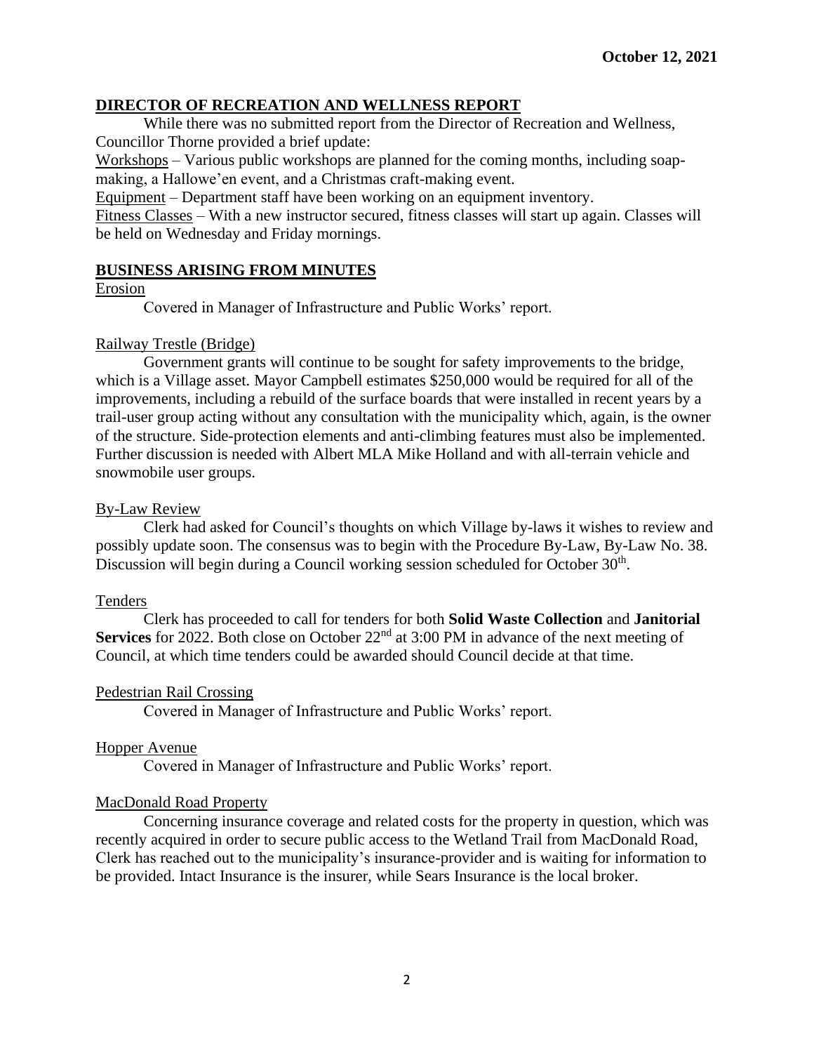**October 12, 2021**

## DIRECTOR OF RECREATION AND WELLNESS REPORT

While there was no submitted report from the Director of Recreation and Wellness, Councillor Thorne provided a brief update:

Workshops – Various public workshops are planned for the coming months, including soap-making, a Hallowe'en event, and a Christmas craft-making event.

Equipment – Department staff have been working on an equipment inventory.

Fitness Classes – With a new instructor secured, fitness classes will start up again. Classes will be held on Wednesday and Friday mornings.

## BUSINESS ARISING FROM MINUTES

Erosion

Covered in Manager of Infrastructure and Public Works' report.

Railway Trestle (Bridge)

Government grants will continue to be sought for safety improvements to the bridge, which is a Village asset. Mayor Campbell estimates $250,000 would be required for all of the improvements, including a rebuild of the surface boards that were installed in recent years by a trail-user group acting without any consultation with the municipality which, again, is the owner of the structure. Side-protection elements and anti-climbing features must also be implemented. Further discussion is needed with Albert MLA Mike Holland and with all-terrain vehicle and snowmobile user groups.

By-Law Review

Clerk had asked for Council's thoughts on which Village by-laws it wishes to review and possibly update soon. The consensus was to begin with the Procedure By-Law, By-Law No. 38. Discussion will begin during a Council working session scheduled for October 30th.

Tenders

Clerk has proceeded to call for tenders for both **Solid Waste Collection** and **Janitorial Services** for 2022. Both close on October 22nd at 3:00 PM in advance of the next meeting of Council, at which time tenders could be awarded should Council decide at that time.

Pedestrian Rail Crossing

Covered in Manager of Infrastructure and Public Works' report.

Hopper Avenue

Covered in Manager of Infrastructure and Public Works' report.

MacDonald Road Property

Concerning insurance coverage and related costs for the property in question, which was recently acquired in order to secure public access to the Wetland Trail from MacDonald Road, Clerk has reached out to the municipality's insurance-provider and is waiting for information to be provided. Intact Insurance is the insurer, while Sears Insurance is the local broker.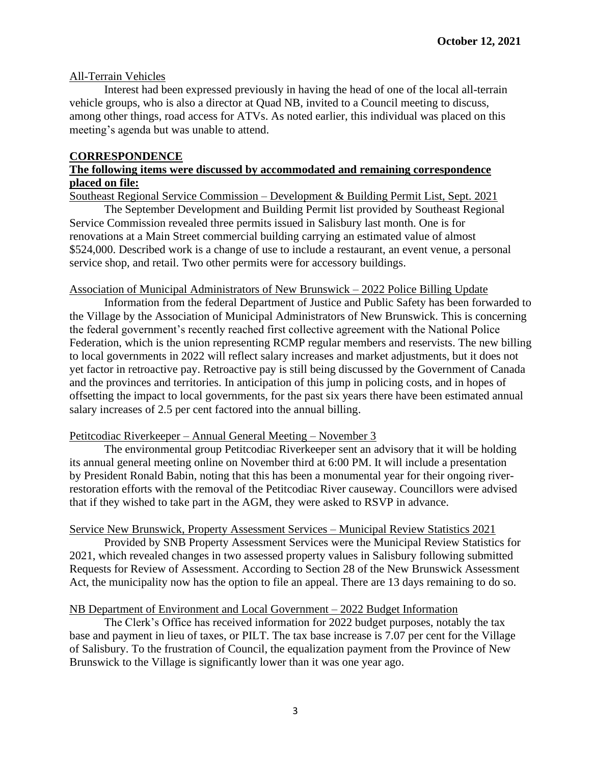All-Terrain Vehicles

Interest had been expressed previously in having the head of one of the local all-terrain vehicle groups, who is also a director at Quad NB, invited to a Council meeting to discuss, among other things, road access for ATVs. As noted earlier, this individual was placed on this meeting's agenda but was unable to attend.

## CORRESPONDENCE

**The following items were discussed by accommodated and remaining correspondence placed on file:**

Southeast Regional Service Commission – Development & Building Permit List, Sept. 2021

The September Development and Building Permit list provided by Southeast Regional Service Commission revealed three permits issued in Salisbury last month. One is for renovations at a Main Street commercial building carrying an estimated value of almost \$524,000. Described work is a change of use to include a restaurant, an event venue, a personal service shop, and retail. Two other permits were for accessory buildings.

Association of Municipal Administrators of New Brunswick – 2022 Police Billing Update

Information from the federal Department of Justice and Public Safety has been forwarded to the Village by the Association of Municipal Administrators of New Brunswick. This is concerning the federal government's recently reached first collective agreement with the National Police Federation, which is the union representing RCMP regular members and reservists. The new billing to local governments in 2022 will reflect salary increases and market adjustments, but it does not yet factor in retroactive pay. Retroactive pay is still being discussed by the Government of Canada and the provinces and territories. In anticipation of this jump in policing costs, and in hopes of offsetting the impact to local governments, for the past six years there have been estimated annual salary increases of 2.5 per cent factored into the annual billing.

Petitcodiac Riverkeeper – Annual General Meeting – November 3

The environmental group Petitcodiac Riverkeeper sent an advisory that it will be holding its annual general meeting online on November third at 6:00 PM. It will include a presentation by President Ronald Babin, noting that this has been a monumental year for their ongoing river-restoration efforts with the removal of the Petitcodiac River causeway. Councillors were advised that if they wished to take part in the AGM, they were asked to RSVP in advance.

Service New Brunswick, Property Assessment Services – Municipal Review Statistics 2021

Provided by SNB Property Assessment Services were the Municipal Review Statistics for 2021, which revealed changes in two assessed property values in Salisbury following submitted Requests for Review of Assessment. According to Section 28 of the New Brunswick Assessment Act, the municipality now has the option to file an appeal. There are 13 days remaining to do so.

NB Department of Environment and Local Government – 2022 Budget Information

The Clerk's Office has received information for 2022 budget purposes, notably the tax base and payment in lieu of taxes, or PILT. The tax base increase is 7.07 per cent for the Village of Salisbury. To the frustration of Council, the equalization payment from the Province of New Brunswick to the Village is significantly lower than it was one year ago.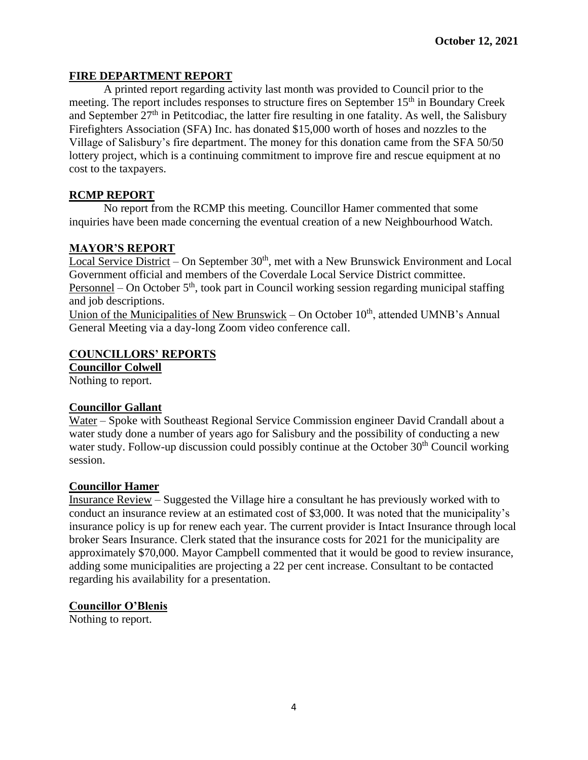**October 12, 2021**

## FIRE DEPARTMENT REPORT

A printed report regarding activity last month was provided to Council prior to the meeting. The report includes responses to structure fires on September 15th in Boundary Creek and September 27th in Petitcodiac, the latter fire resulting in one fatality. As well, the Salisbury Firefighters Association (SFA) Inc. has donated $15,000 worth of hoses and nozzles to the Village of Salisbury's fire department. The money for this donation came from the SFA 50/50 lottery project, which is a continuing commitment to improve fire and rescue equipment at no cost to the taxpayers.

## RCMP REPORT

No report from the RCMP this meeting. Councillor Hamer commented that some inquiries have been made concerning the eventual creation of a new Neighbourhood Watch.

## MAYOR'S REPORT

Local Service District – On September 30th, met with a New Brunswick Environment and Local Government official and members of the Coverdale Local Service District committee.
Personnel – On October 5th, took part in Council working session regarding municipal staffing and job descriptions.
Union of the Municipalities of New Brunswick – On October 10th, attended UMNB's Annual General Meeting via a day-long Zoom video conference call.

## COUNCILLORS' REPORTS

### Councillor Colwell

Nothing to report.

### Councillor Gallant

Water – Spoke with Southeast Regional Service Commission engineer David Crandall about a water study done a number of years ago for Salisbury and the possibility of conducting a new water study. Follow-up discussion could possibly continue at the October 30th Council working session.

### Councillor Hamer

Insurance Review – Suggested the Village hire a consultant he has previously worked with to conduct an insurance review at an estimated cost of $3,000. It was noted that the municipality's insurance policy is up for renew each year. The current provider is Intact Insurance through local broker Sears Insurance. Clerk stated that the insurance costs for 2021 for the municipality are approximately $70,000. Mayor Campbell commented that it would be good to review insurance, adding some municipalities are projecting a 22 per cent increase. Consultant to be contacted regarding his availability for a presentation.

### Councillor O'Blenis

Nothing to report.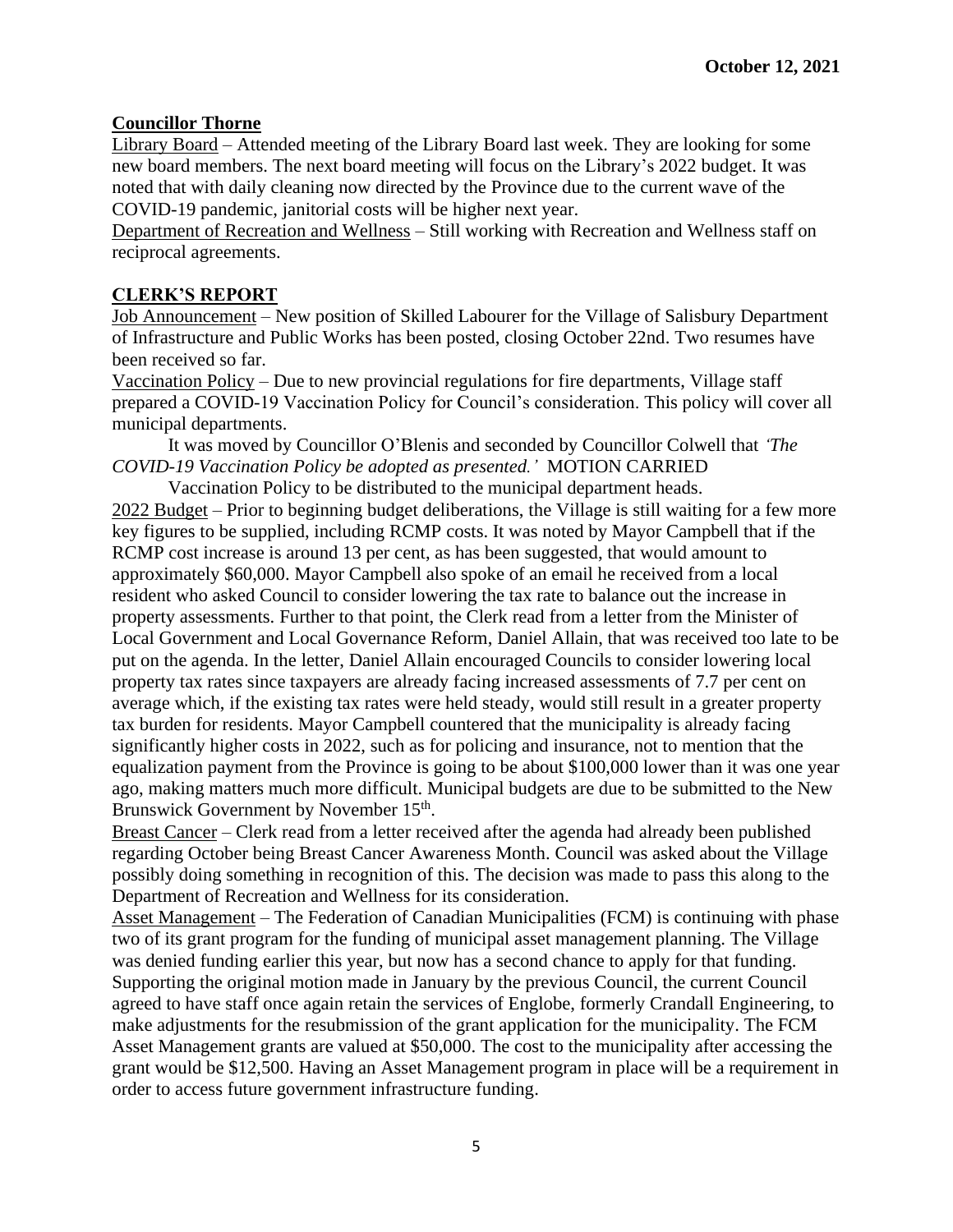**Councillor Thorne**

Library Board – Attended meeting of the Library Board last week. They are looking for some new board members. The next board meeting will focus on the Library's 2022 budget. It was noted that with daily cleaning now directed by the Province due to the current wave of the COVID-19 pandemic, janitorial costs will be higher next year.

Department of Recreation and Wellness – Still working with Recreation and Wellness staff on reciprocal agreements.

**CLERK'S REPORT**

Job Announcement – New position of Skilled Labourer for the Village of Salisbury Department of Infrastructure and Public Works has been posted, closing October 22nd. Two resumes have been received so far.

Vaccination Policy – Due to new provincial regulations for fire departments, Village staff prepared a COVID-19 Vaccination Policy for Council's consideration. This policy will cover all municipal departments.

It was moved by Councillor O'Blenis and seconded by Councillor Colwell that *'The COVID-19 Vaccination Policy be adopted as presented.'* MOTION CARRIED

Vaccination Policy to be distributed to the municipal department heads.

2022 Budget – Prior to beginning budget deliberations, the Village is still waiting for a few more key figures to be supplied, including RCMP costs. It was noted by Mayor Campbell that if the RCMP cost increase is around 13 per cent, as has been suggested, that would amount to approximately $60,000. Mayor Campbell also spoke of an email he received from a local resident who asked Council to consider lowering the tax rate to balance out the increase in property assessments. Further to that point, the Clerk read from a letter from the Minister of Local Government and Local Governance Reform, Daniel Allain, that was received too late to be put on the agenda. In the letter, Daniel Allain encouraged Councils to consider lowering local property tax rates since taxpayers are already facing increased assessments of 7.7 per cent on average which, if the existing tax rates were held steady, would still result in a greater property tax burden for residents. Mayor Campbell countered that the municipality is already facing significantly higher costs in 2022, such as for policing and insurance, not to mention that the equalization payment from the Province is going to be about $100,000 lower than it was one year ago, making matters much more difficult. Municipal budgets are due to be submitted to the New Brunswick Government by November 15th.

Breast Cancer – Clerk read from a letter received after the agenda had already been published regarding October being Breast Cancer Awareness Month. Council was asked about the Village possibly doing something in recognition of this. The decision was made to pass this along to the Department of Recreation and Wellness for its consideration.

Asset Management – The Federation of Canadian Municipalities (FCM) is continuing with phase two of its grant program for the funding of municipal asset management planning. The Village was denied funding earlier this year, but now has a second chance to apply for that funding. Supporting the original motion made in January by the previous Council, the current Council agreed to have staff once again retain the services of Englobe, formerly Crandall Engineering, to make adjustments for the resubmission of the grant application for the municipality. The FCM Asset Management grants are valued at $50,000. The cost to the municipality after accessing the grant would be $12,500. Having an Asset Management program in place will be a requirement in order to access future government infrastructure funding.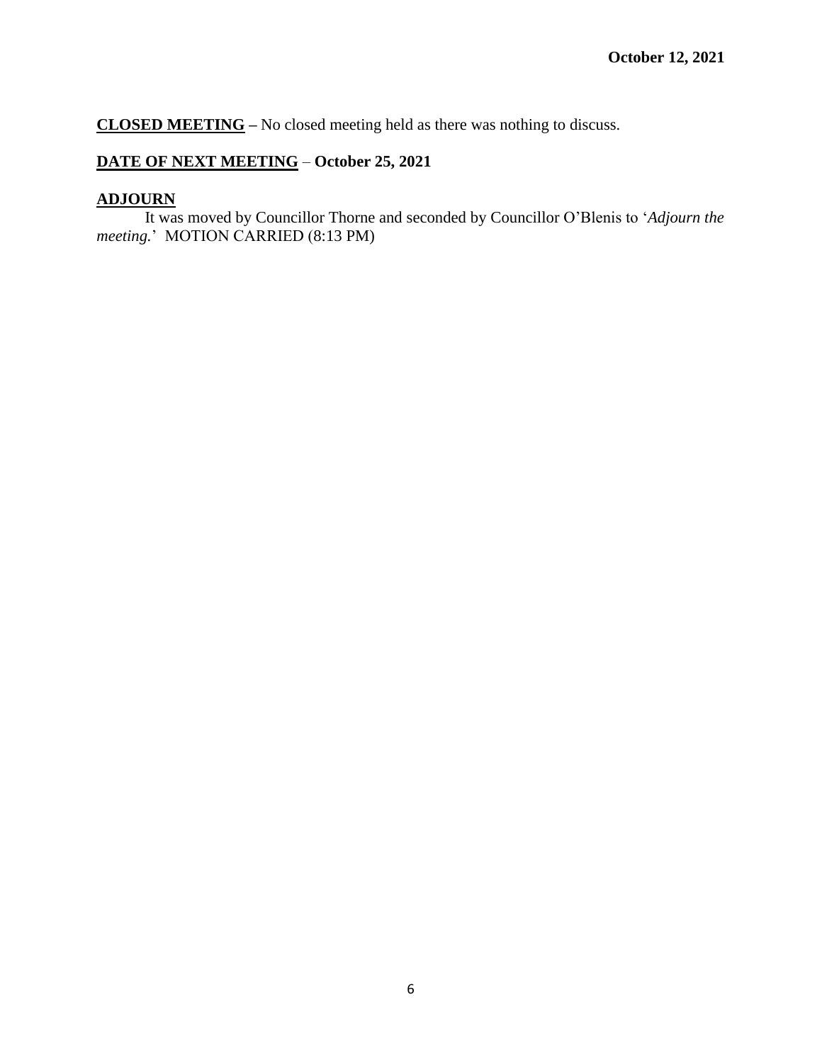**CLOSED MEETING –** No closed meeting held as there was nothing to discuss.

**DATE OF NEXT MEETING** – **October 25, 2021**

**ADJOURN**

It was moved by Councillor Thorne and seconded by Councillor O'Blenis to '*Adjourn the meeting.*' MOTION CARRIED (8:13 PM)